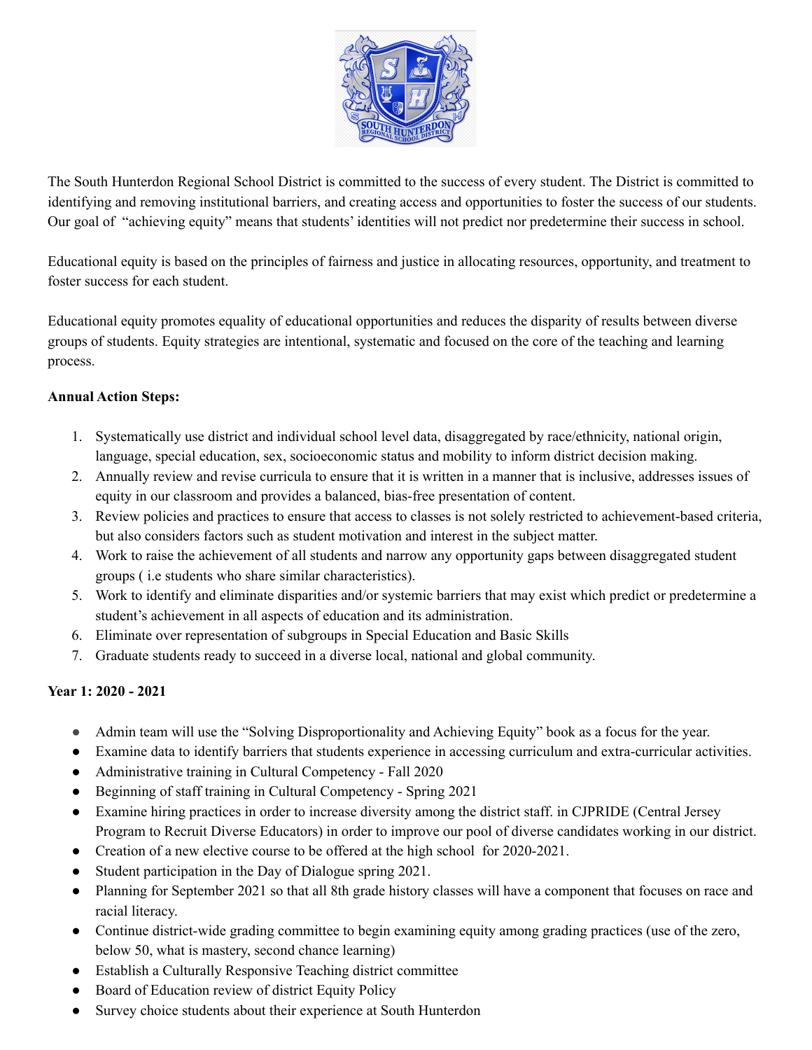The South Hunterdon Regional School District is committed to the success of every student. The District is committed to identifying and removing institutional barriers, and creating access and opportunities to foster the success of our students. Our goal of "achieving equity" means that students' identities will not predict nor predetermine their success in school.

Educational equity is based on the principles of fairness and justice in allocating resources, opportunity, and treatment to foster success for each student.

Educational equity promotes equality of educational opportunities and reduces the disparity of results between diverse groups of students. Equity strategies are intentional, systematic and focused on the core of the teaching and learning process.

**Annual Action Steps:**

1. Systematically use district and individual school level data, disaggregated by race/ethnicity, national origin, language, special education, sex, socioeconomic status and mobility to inform district decision making.
2. Annually review and revise curricula to ensure that it is written in a manner that is inclusive, addresses issues of equity in our classroom and provides a balanced, bias-free presentation of content.
3. Review policies and practices to ensure that access to classes is not solely restricted to achievement-based criteria, but also considers factors such as student motivation and interest in the subject matter.
4. Work to raise the achievement of all students and narrow any opportunity gaps between disaggregated student groups ( i.e students who share similar characteristics).
5. Work to identify and eliminate disparities and/or systemic barriers that may exist which predict or predetermine a student's achievement in all aspects of education and its administration.
6. Eliminate over representation of subgroups in Special Education and Basic Skills
7. Graduate students ready to succeed in a diverse local, national and global community.

**Year 1: 2020 - 2021**

- Admin team will use the "Solving Disproportionality and Achieving Equity" book as a focus for the year.
- Examine data to identify barriers that students experience in accessing curriculum and extra-curricular activities.
- Administrative training in Cultural Competency - Fall 2020
- Beginning of staff training in Cultural Competency - Spring 2021
- Examine hiring practices in order to increase diversity among the district staff. in CJPRIDE (Central Jersey Program to Recruit Diverse Educators) in order to improve our pool of diverse candidates working in our district.
- Creation of a new elective course to be offered at the high school for 2020-2021.
- Student participation in the Day of Dialogue spring 2021.
- Planning for September 2021 so that all 8th grade history classes will have a component that focuses on race and racial literacy.
- Continue district-wide grading committee to begin examining equity among grading practices (use of the zero, below 50, what is mastery, second chance learning)
- Establish a Culturally Responsive Teaching district committee
- Board of Education review of district Equity Policy
- Survey choice students about their experience at South Hunterdon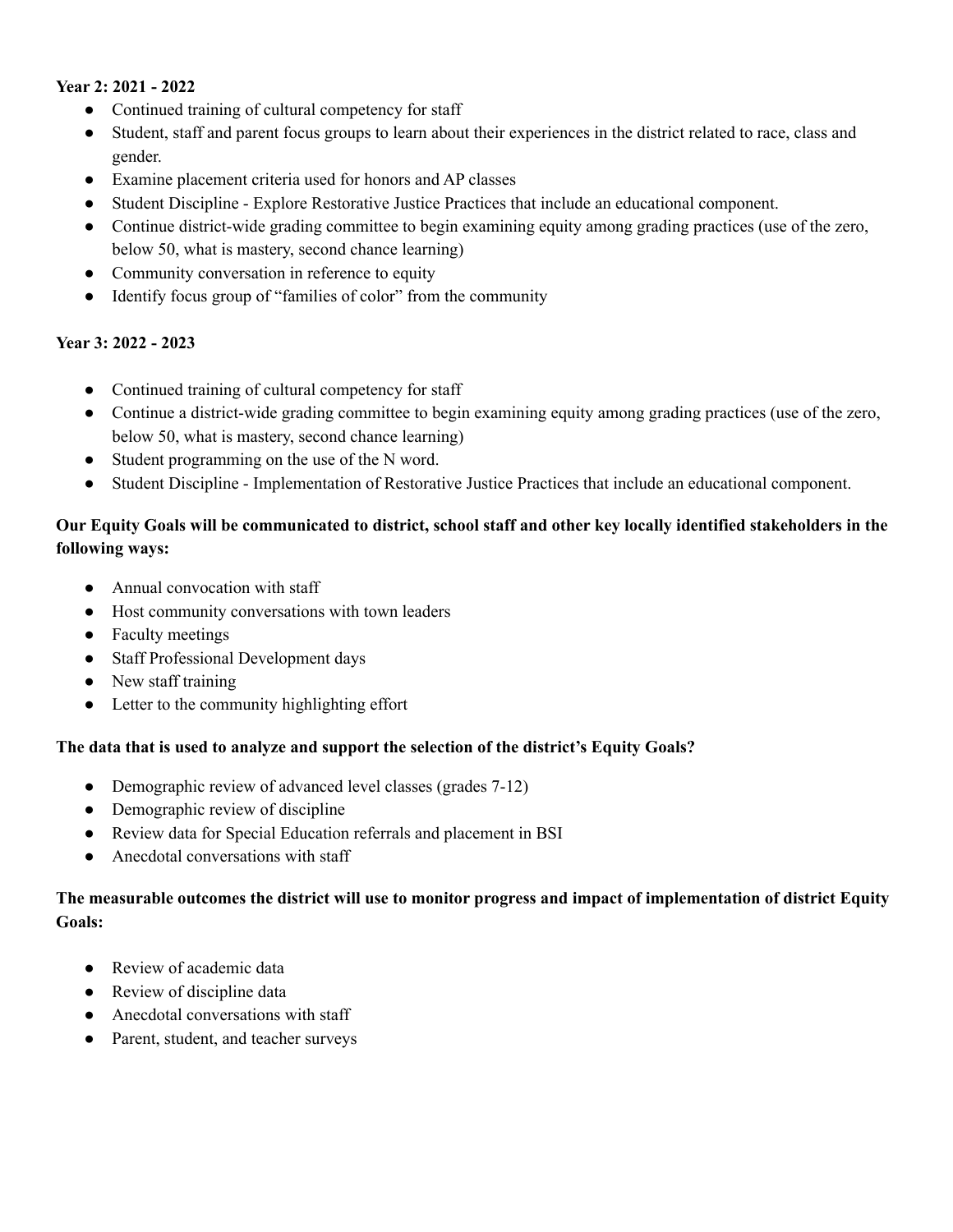**Year 2: 2021 - 2022**

- Continued training of cultural competency for staff
- Student, staff and parent focus groups to learn about their experiences in the district related to race, class and gender.
- Examine placement criteria used for honors and AP classes
- Student Discipline - Explore Restorative Justice Practices that include an educational component.
- Continue district-wide grading committee to begin examining equity among grading practices (use of the zero, below 50, what is mastery, second chance learning)
- Community conversation in reference to equity
- Identify focus group of "families of color" from the community

**Year 3: 2022 - 2023**

- Continued training of cultural competency for staff
- Continue a district-wide grading committee to begin examining equity among grading practices (use of the zero, below 50, what is mastery, second chance learning)
- Student programming on the use of the N word.
- Student Discipline - Implementation of Restorative Justice Practices that include an educational component.

**Our Equity Goals will be communicated to district, school staff and other key locally identified stakeholders in the following ways:**

- Annual convocation with staff
- Host community conversations with town leaders
- Faculty meetings
- Staff Professional Development days
- New staff training
- Letter to the community highlighting effort

**The data that is used to analyze and support the selection of the district's Equity Goals?**

- Demographic review of advanced level classes (grades 7-12)
- Demographic review of discipline
- Review data for Special Education referrals and placement in BSI
- Anecdotal conversations with staff

**The measurable outcomes the district will use to monitor progress and impact of implementation of district Equity Goals:**

- Review of academic data
- Review of discipline data
- Anecdotal conversations with staff
- Parent, student, and teacher surveys